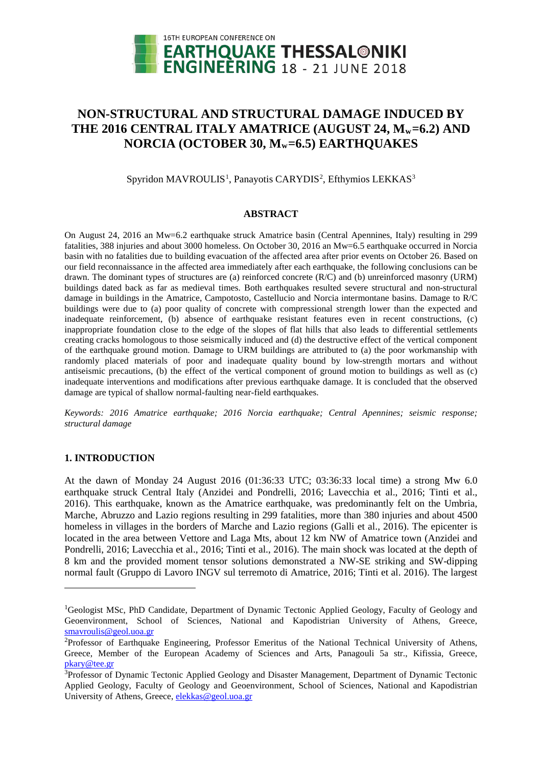# NON-STRUCTURAL AND STRUCTURAL DAMAGE INDUCED BY THE 2016 CENTRAL ITALY AMATRICE (AUGUST 24, $M_w$=6.2) AND NORCIA (OCTOBER 30, $M_w$=6.5) EARTHQUAKES

Spyridon MAVROULIS[1], Panayotis CARYDIS[2], Efthymios LEKKAS[3]

## ABSTRACT

On August 24, 2016 an Mw=6.2 earthquake struck Amatrice basin (Central Apennines, Italy) resulting in 299 fatalities, 388 injuries and about 3000 homeless. On October 30, 2016 an Mw=6.5 earthquake occurred in Norcia basin with no fatalities due to building evacuation of the affected area after prior events on October 26. Based on our field reconnaissance in the affected area immediately after each earthquake, the following conclusions can be drawn. The dominant types of structures are (a) reinforced concrete (R/C) and (b) unreinforced masonry (URM) buildings dated back as far as medieval times. Both earthquakes resulted severe structural and non-structural damage in buildings in the Amatrice, Campotosto, Castellucio and Norcia intermontane basins. Damage to R/C buildings were due to (a) poor quality of concrete with compressional strength lower than the expected and inadequate reinforcement, (b) absence of earthquake resistant features even in recent constructions, (c) inappropriate foundation close to the edge of the slopes of flat hills that also leads to differential settlements creating cracks homologous to those seismically induced and (d) the destructive effect of the vertical component of the earthquake ground motion. Damage to URM buildings are attributed to (a) the poor workmanship with randomly placed materials of poor and inadequate quality bound by low-strength mortars and without antiseismic precautions, (b) the effect of the vertical component of ground motion to buildings as well as (c) inadequate interventions and modifications after previous earthquake damage. It is concluded that the observed damage are typical of shallow normal-faulting near-field earthquakes.

*Keywords: 2016 Amatrice earthquake; 2016 Norcia earthquake; Central Apennines; seismic response; structural damage*

## 1. INTRODUCTION

At the dawn of Monday 24 August 2016 (01:36:33 UTC; 03:36:33 local time) a strong Mw 6.0 earthquake struck Central Italy (Anzidei and Pondrelli, 2016; Lavecchia et al., 2016; Tinti et al., 2016). This earthquake, known as the Amatrice earthquake, was predominantly felt on the Umbria, Marche, Abruzzo and Lazio regions resulting in 299 fatalities, more than 380 injuries and about 4500 homeless in villages in the borders of Marche and Lazio regions (Galli et al., 2016). The epicenter is located in the area between Vettore and Laga Mts, about 12 km NW of Amatrice town (Anzidei and Pondrelli, 2016; Lavecchia et al., 2016; Tinti et al., 2016). The main shock was located at the depth of 8 km and the provided moment tensor solutions demonstrated a NW-SE striking and SW-dipping normal fault (Gruppo di Lavoro INGV sul terremoto di Amatrice, 2016; Tinti et al. 2016). The largest

---

[1]Geologist MSc, PhD Candidate, Department of Dynamic Tectonic Applied Geology, Faculty of Geology and Geoenvironment, School of Sciences, National and Kapodistrian University of Athens, Greece, smavroulis@geol.uoa.gr

[2]Professor of Earthquake Engineering, Professor Emeritus of the National Technical University of Athens, Greece, Member of the European Academy of Sciences and Arts, Panagouli 5a str., Kifissia, Greece, pkary@tee.gr

[3]Professor of Dynamic Tectonic Applied Geology and Disaster Management, Department of Dynamic Tectonic Applied Geology, Faculty of Geology and Geoenvironment, School of Sciences, National and Kapodistrian University of Athens, Greece, elekkas@geol.uoa.gr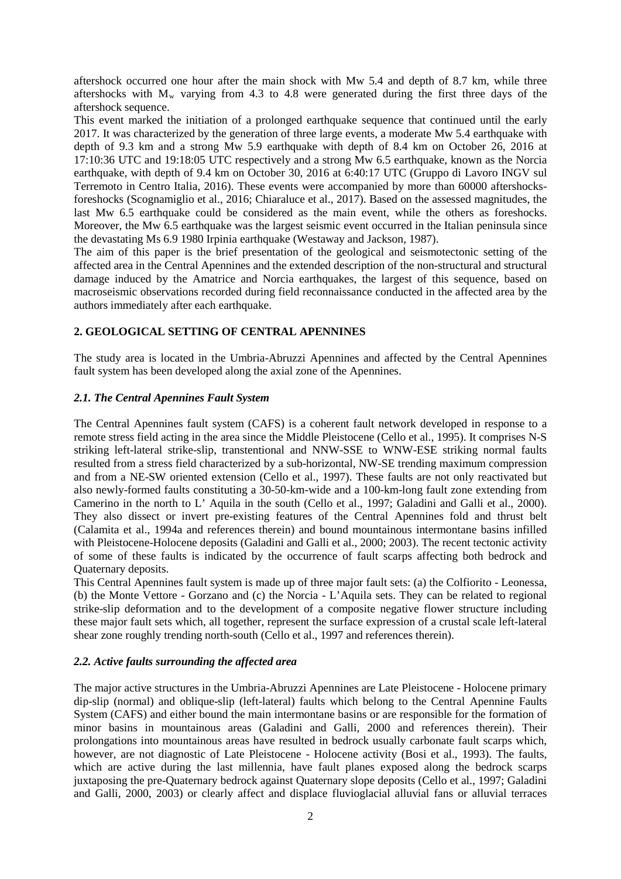aftershock occurred one hour after the main shock with Mw 5.4 and depth of 8.7 km, while three aftershocks with $M_w$ varying from 4.3 to 4.8 were generated during the first three days of the aftershock sequence.

This event marked the initiation of a prolonged earthquake sequence that continued until the early 2017. It was characterized by the generation of three large events, a moderate Mw 5.4 earthquake with depth of 9.3 km and a strong Mw 5.9 earthquake with depth of 8.4 km on October 26, 2016 at 17:10:36 UTC and 19:18:05 UTC respectively and a strong Mw 6.5 earthquake, known as the Norcia earthquake, with depth of 9.4 km on October 30, 2016 at 6:40:17 UTC (Gruppo di Lavoro INGV sul Terremoto in Centro Italia, 2016). These events were accompanied by more than 60000 aftershocks-foreshocks (Scognamiglio et al., 2016; Chiaraluce et al., 2017). Based on the assessed magnitudes, the last Mw 6.5 earthquake could be considered as the main event, while the others as foreshocks. Moreover, the Mw 6.5 earthquake was the largest seismic event occurred in the Italian peninsula since the devastating Ms 6.9 1980 Irpinia earthquake (Westaway and Jackson, 1987).

The aim of this paper is the brief presentation of the geological and seismotectonic setting of the affected area in the Central Apennines and the extended description of the non-structural and structural damage induced by the Amatrice and Norcia earthquakes, the largest of this sequence, based on macroseismic observations recorded during field reconnaissance conducted in the affected area by the authors immediately after each earthquake.

## 2. GEOLOGICAL SETTING OF CENTRAL APENNINES

The study area is located in the Umbria-Abruzzi Apennines and affected by the Central Apennines fault system has been developed along the axial zone of the Apennines.

### *2.1. The Central Apennines Fault System*

The Central Apennines fault system (CAFS) is a coherent fault network developed in response to a remote stress field acting in the area since the Middle Pleistocene (Cello et al., 1995). It comprises N-S striking left-lateral strike-slip, transtentional and NNW-SSE to WNW-ESE striking normal faults resulted from a stress field characterized by a sub-horizontal, NW-SE trending maximum compression and from a NE-SW oriented extension (Cello et al., 1997). These faults are not only reactivated but also newly-formed faults constituting a 30-50-km-wide and a 100-km-long fault zone extending from Camerino in the north to L' Aquila in the south (Cello et al., 1997; Galadini and Galli et al., 2000). They also dissect or invert pre-existing features of the Central Apennines fold and thrust belt (Calamita et al., 1994a and references therein) and bound mountainous intermontane basins infilled with Pleistocene-Holocene deposits (Galadini and Galli et al., 2000; 2003). The recent tectonic activity of some of these faults is indicated by the occurrence of fault scarps affecting both bedrock and Quaternary deposits.

This Central Apennines fault system is made up of three major fault sets: (a) the Colfiorito - Leonessa, (b) the Monte Vettore - Gorzano and (c) the Norcia - L'Aquila sets. They can be related to regional strike-slip deformation and to the development of a composite negative flower structure including these major fault sets which, all together, represent the surface expression of a crustal scale left-lateral shear zone roughly trending north-south (Cello et al., 1997 and references therein).

### *2.2. Active faults surrounding the affected area*

The major active structures in the Umbria-Abruzzi Apennines are Late Pleistocene - Holocene primary dip-slip (normal) and oblique-slip (left-lateral) faults which belong to the Central Apennine Faults System (CAFS) and either bound the main intermontane basins or are responsible for the formation of minor basins in mountainous areas (Galadini and Galli, 2000 and references therein). Their prolongations into mountainous areas have resulted in bedrock usually carbonate fault scarps which, however, are not diagnostic of Late Pleistocene - Holocene activity (Bosi et al., 1993). The faults, which are active during the last millennia, have fault planes exposed along the bedrock scarps juxtaposing the pre-Quaternary bedrock against Quaternary slope deposits (Cello et al., 1997; Galadini and Galli, 2000, 2003) or clearly affect and displace fluvioglacial alluvial fans or alluvial terraces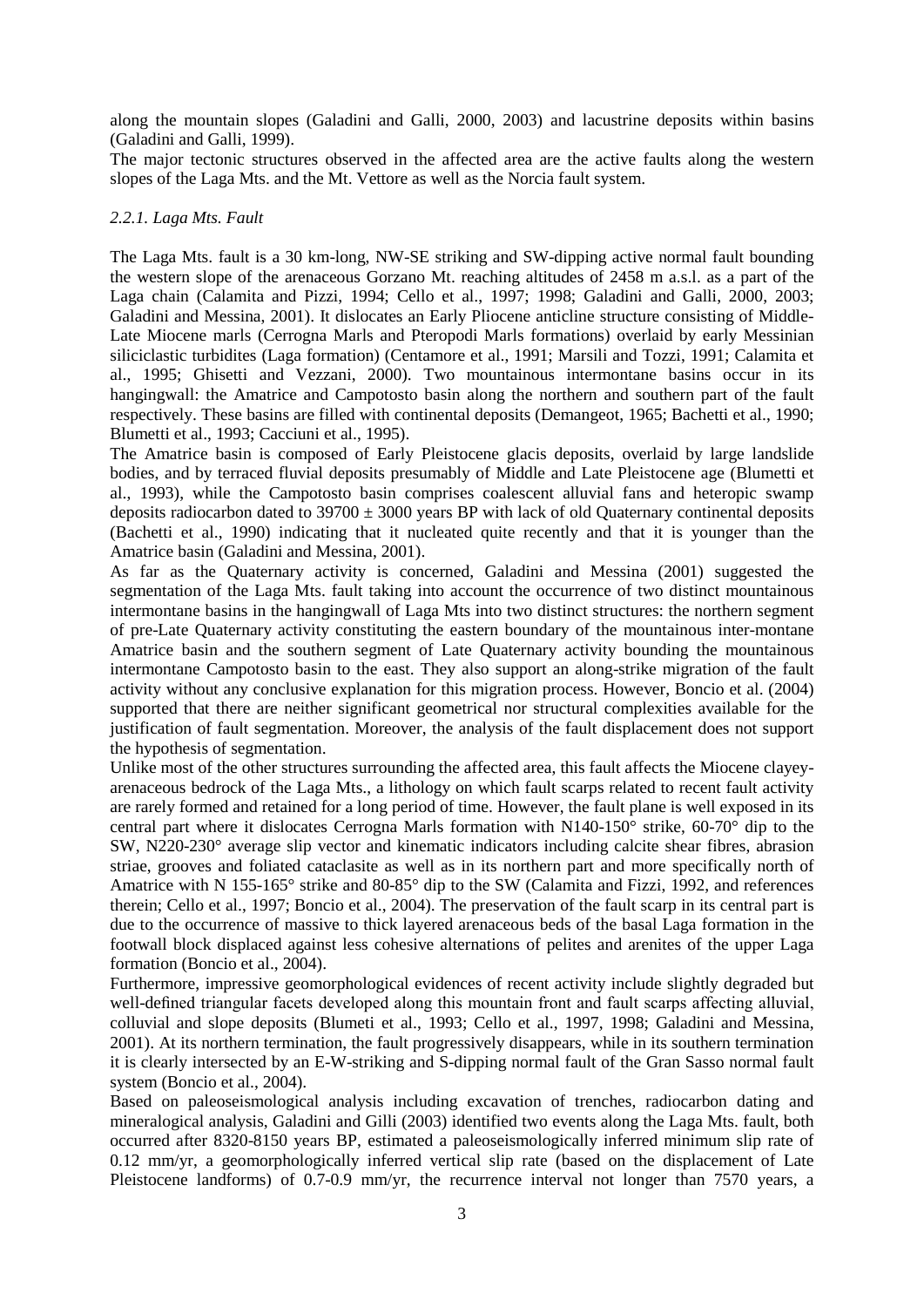along the mountain slopes (Galadini and Galli, 2000, 2003) and lacustrine deposits within basins (Galadini and Galli, 1999).

The major tectonic structures observed in the affected area are the active faults along the western slopes of the Laga Mts. and the Mt. Vettore as well as the Norcia fault system.

### *2.2.1. Laga Mts. Fault*

The Laga Mts. fault is a 30 km-long, NW-SE striking and SW-dipping active normal fault bounding the western slope of the arenaceous Gorzano Mt. reaching altitudes of 2458 m a.s.l. as a part of the Laga chain (Calamita and Pizzi, 1994; Cello et al., 1997; 1998; Galadini and Galli, 2000, 2003; Galadini and Messina, 2001). It dislocates an Early Pliocene anticline structure consisting of Middle-Late Miocene marls (Cerrogna Marls and Pteropodi Marls formations) overlaid by early Messinian siliciclastic turbidites (Laga formation) (Centamore et al., 1991; Marsili and Tozzi, 1991; Calamita et al., 1995; Ghisetti and Vezzani, 2000). Two mountainous intermontane basins occur in its hangingwall: the Amatrice and Campotosto basin along the northern and southern part of the fault respectively. These basins are filled with continental deposits (Demangeot, 1965; Bachetti et al., 1990; Blumetti et al., 1993; Cacciuni et al., 1995).

The Amatrice basin is composed of Early Pleistocene glacis deposits, overlaid by large landslide bodies, and by terraced fluvial deposits presumably of Middle and Late Pleistocene age (Blumetti et al., 1993), while the Campotosto basin comprises coalescent alluvial fans and heteropic swamp deposits radiocarbon dated to 39700 ± 3000 years BP with lack of old Quaternary continental deposits (Bachetti et al., 1990) indicating that it nucleated quite recently and that it is younger than the Amatrice basin (Galadini and Messina, 2001).

As far as the Quaternary activity is concerned, Galadini and Messina (2001) suggested the segmentation of the Laga Mts. fault taking into account the occurrence of two distinct mountainous intermontane basins in the hangingwall of Laga Mts into two distinct structures: the northern segment of pre-Late Quaternary activity constituting the eastern boundary of the mountainous inter-montane Amatrice basin and the southern segment of Late Quaternary activity bounding the mountainous intermontane Campotosto basin to the east. They also support an along-strike migration of the fault activity without any conclusive explanation for this migration process. However, Boncio et al. (2004) supported that there are neither significant geometrical nor structural complexities available for the justification of fault segmentation. Moreover, the analysis of the fault displacement does not support the hypothesis of segmentation.

Unlike most of the other structures surrounding the affected area, this fault affects the Miocene clayey-arenaceous bedrock of the Laga Mts., a lithology on which fault scarps related to recent fault activity are rarely formed and retained for a long period of time. However, the fault plane is well exposed in its central part where it dislocates Cerrogna Marls formation with N140-150° strike, 60-70° dip to the SW, N220-230° average slip vector and kinematic indicators including calcite shear fibres, abrasion striae, grooves and foliated cataclasite as well as in its northern part and more specifically north of Amatrice with N 155-165° strike and 80-85° dip to the SW (Calamita and Fizzi, 1992, and references therein; Cello et al., 1997; Boncio et al., 2004). The preservation of the fault scarp in its central part is due to the occurrence of massive to thick layered arenaceous beds of the basal Laga formation in the footwall block displaced against less cohesive alternations of pelites and arenites of the upper Laga formation (Boncio et al., 2004).

Furthermore, impressive geomorphological evidences of recent activity include slightly degraded but well-defined triangular facets developed along this mountain front and fault scarps affecting alluvial, colluvial and slope deposits (Blumeti et al., 1993; Cello et al., 1997, 1998; Galadini and Messina, 2001). At its northern termination, the fault progressively disappears, while in its southern termination it is clearly intersected by an E-W-striking and S-dipping normal fault of the Gran Sasso normal fault system (Boncio et al., 2004).

Based on paleoseismological analysis including excavation of trenches, radiocarbon dating and mineralogical analysis, Galadini and Gilli (2003) identified two events along the Laga Mts. fault, both occurred after 8320-8150 years BP, estimated a paleoseismologically inferred minimum slip rate of 0.12 mm/yr, a geomorphologically inferred vertical slip rate (based on the displacement of Late Pleistocene landforms) of 0.7-0.9 mm/yr, the recurrence interval not longer than 7570 years, a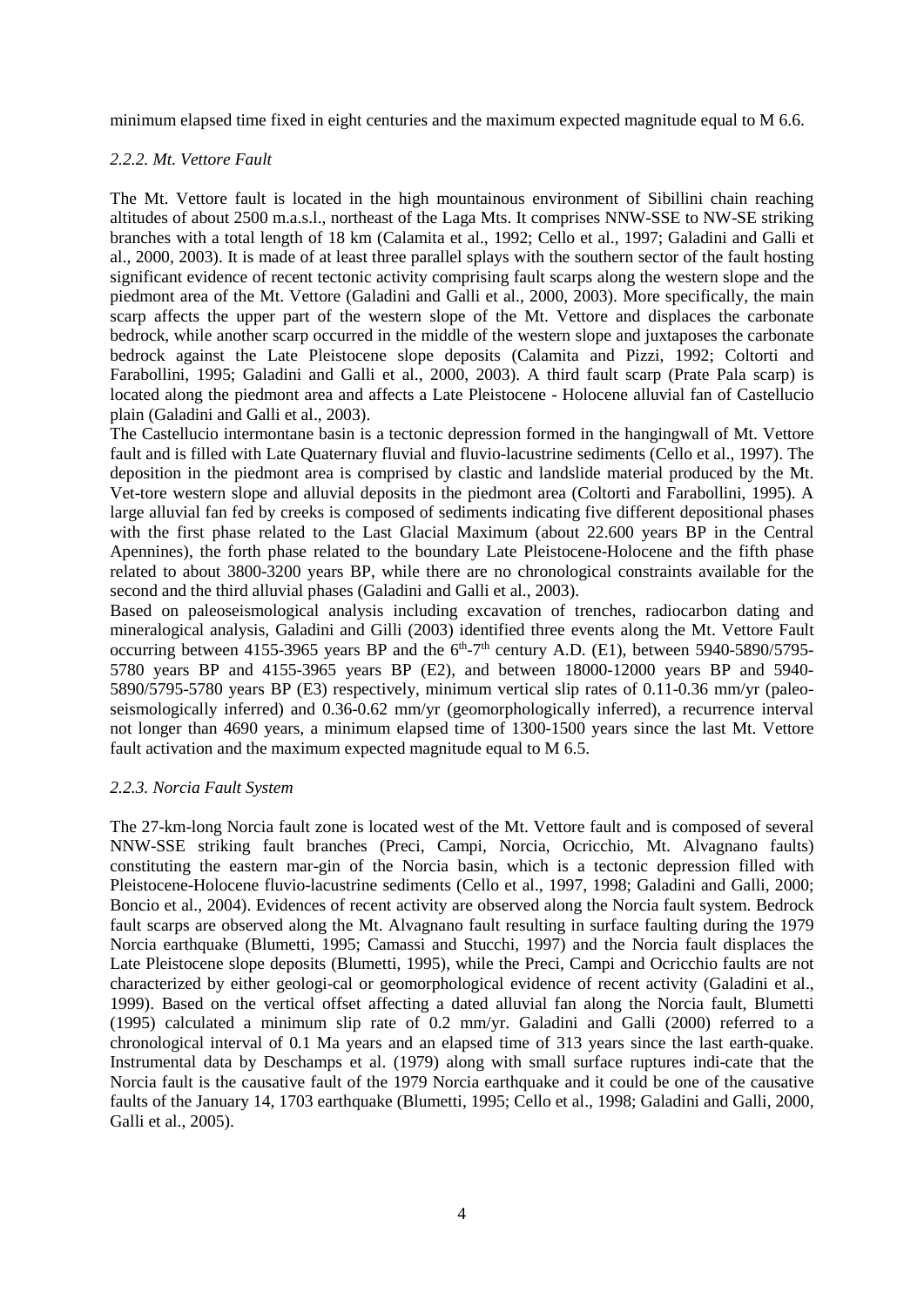minimum elapsed time fixed in eight centuries and the maximum expected magnitude equal to M 6.6.

### *2.2.2. Mt. Vettore Fault*

The Mt. Vettore fault is located in the high mountainous environment of Sibillini chain reaching altitudes of about 2500 m.a.s.l., northeast of the Laga Mts. It comprises NNW-SSE to NW-SE striking branches with a total length of 18 km (Calamita et al., 1992; Cello et al., 1997; Galadini and Galli et al., 2000, 2003). It is made of at least three parallel splays with the southern sector of the fault hosting significant evidence of recent tectonic activity comprising fault scarps along the western slope and the piedmont area of the Mt. Vettore (Galadini and Galli et al., 2000, 2003). More specifically, the main scarp affects the upper part of the western slope of the Mt. Vettore and displaces the carbonate bedrock, while another scarp occurred in the middle of the western slope and juxtaposes the carbonate bedrock against the Late Pleistocene slope deposits (Calamita and Pizzi, 1992; Coltorti and Farabollini, 1995; Galadini and Galli et al., 2000, 2003). A third fault scarp (Prate Pala scarp) is located along the piedmont area and affects a Late Pleistocene - Holocene alluvial fan of Castellucio plain (Galadini and Galli et al., 2003).

The Castellucio intermontane basin is a tectonic depression formed in the hangingwall of Mt. Vettore fault and is filled with Late Quaternary fluvial and fluvio-lacustrine sediments (Cello et al., 1997). The deposition in the piedmont area is comprised by clastic and landslide material produced by the Mt. Vet-tore western slope and alluvial deposits in the piedmont area (Coltorti and Farabollini, 1995). A large alluvial fan fed by creeks is composed of sediments indicating five different depositional phases with the first phase related to the Last Glacial Maximum (about 22.600 years BP in the Central Apennines), the forth phase related to the boundary Late Pleistocene-Holocene and the fifth phase related to about 3800-3200 years BP, while there are no chronological constraints available for the second and the third alluvial phases (Galadini and Galli et al., 2003).

Based on paleoseismological analysis including excavation of trenches, radiocarbon dating and mineralogical analysis, Galadini and Gilli (2003) identified three events along the Mt. Vettore Fault occurring between 4155-3965 years BP and the $6^{th}$-$7^{th}$ century A.D. (E1), between 5940-5890/5795-5780 years BP and 4155-3965 years BP (E2), and between 18000-12000 years BP and 5940-5890/5795-5780 years BP (E3) respectively, minimum vertical slip rates of 0.11-0.36 mm/yr (paleo-seismologically inferred) and 0.36-0.62 mm/yr (geomorphologically inferred), a recurrence interval not longer than 4690 years, a minimum elapsed time of 1300-1500 years since the last Mt. Vettore fault activation and the maximum expected magnitude equal to M 6.5.

### *2.2.3. Norcia Fault System*

The 27-km-long Norcia fault zone is located west of the Mt. Vettore fault and is composed of several NNW-SSE striking fault branches (Preci, Campi, Norcia, Ocricchio, Mt. Alvagnano faults) constituting the eastern mar-gin of the Norcia basin, which is a tectonic depression filled with Pleistocene-Holocene fluvio-lacustrine sediments (Cello et al., 1997, 1998; Galadini and Galli, 2000; Boncio et al., 2004). Evidences of recent activity are observed along the Norcia fault system. Bedrock fault scarps are observed along the Mt. Alvagnano fault resulting in surface faulting during the 1979 Norcia earthquake (Blumetti, 1995; Camassi and Stucchi, 1997) and the Norcia fault displaces the Late Pleistocene slope deposits (Blumetti, 1995), while the Preci, Campi and Ocricchio faults are not characterized by either geologi-cal or geomorphological evidence of recent activity (Galadini et al., 1999). Based on the vertical offset affecting a dated alluvial fan along the Norcia fault, Blumetti (1995) calculated a minimum slip rate of 0.2 mm/yr. Galadini and Galli (2000) referred to a chronological interval of 0.1 Ma years and an elapsed time of 313 years since the last earth-quake. Instrumental data by Deschamps et al. (1979) along with small surface ruptures indi-cate that the Norcia fault is the causative fault of the 1979 Norcia earthquake and it could be one of the causative faults of the January 14, 1703 earthquake (Blumetti, 1995; Cello et al., 1998; Galadini and Galli, 2000, Galli et al., 2005).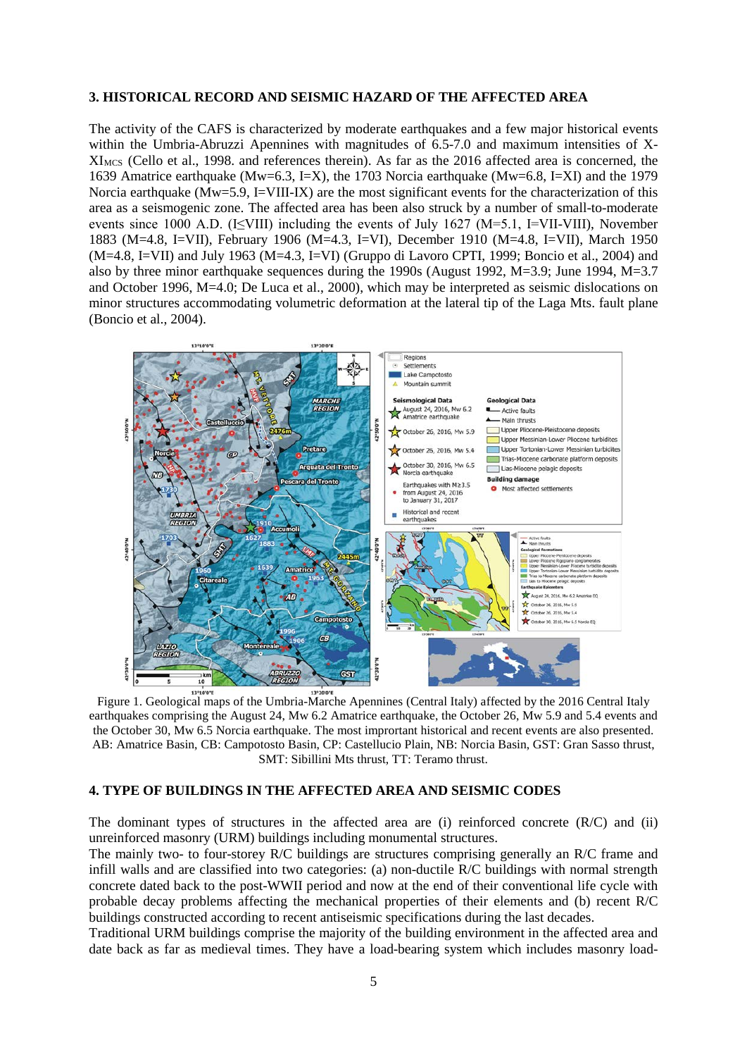## 3. HISTORICAL RECORD AND SEISMIC HAZARD OF THE AFFECTED AREA

The activity of the CAFS is characterized by moderate earthquakes and a few major historical events within the Umbria-Abruzzi Apennines with magnitudes of 6.5-7.0 and maximum intensities of X-$XI_{MCS}$ (Cello et al., 1998. and references therein). As far as the 2016 affected area is concerned, the 1639 Amatrice earthquake (Mw=6.3, I=X), the 1703 Norcia earthquake (Mw=6.8, I=XI) and the 1979 Norcia earthquake (Mw=5.9, I=VIII-IX) are the most significant events for the characterization of this area as a seismogenic zone. The affected area has been also struck by a number of small-to-moderate events since 1000 A.D. (I≤VIII) including the events of July 1627 (M=5.1, I=VII-VIII), November 1883 (M=4.8, I=VII), February 1906 (M=4.3, I=VI), December 1910 (M=4.8, I=VII), March 1950 (M=4.8, I=VII) and July 1963 (M=4.3, I=VI) (Gruppo di Lavoro CPTI, 1999; Boncio et al., 2004) and also by three minor earthquake sequences during the 1990s (August 1992, M=3.9; June 1994, M=3.7 and October 1996, M=4.0; De Luca et al., 2000), which may be interpreted as seismic dislocations on minor structures accommodating volumetric deformation at the lateral tip of the Laga Mts. fault plane (Boncio et al., 2004).

Figure 1. Geological maps of the Umbria-Marche Apennines (Central Italy) affected by the 2016 Central Italy earthquakes comprising the August 24, Mw 6.2 Amatrice earthquake, the October 26, Mw 5.9 and 5.4 events and the October 30, Mw 6.5 Norcia earthquake. The most improtant historical and recent events are also presented. AB: Amatrice Basin, CB: Campotosto Basin, CP: Castellucio Plain, NB: Norcia Basin, GST: Gran Sasso thrust, SMT: Sibillini Mts thrust, TT: Teramo thrust.

## 4. TYPE OF BUILDINGS IN THE AFFECTED AREA AND SEISMIC CODES

The dominant types of structures in the affected area are (i) reinforced concrete (R/C) and (ii) unreinforced masonry (URM) buildings including monumental structures.

The mainly two- to four-storey R/C buildings are structures comprising generally an R/C frame and infill walls and are classified into two categories: (a) non-ductile R/C buildings with normal strength concrete dated back to the post-WWII period and now at the end of their conventional life cycle with probable decay problems affecting the mechanical properties of their elements and (b) recent R/C buildings constructed according to recent antiseismic specifications during the last decades.

Traditional URM buildings comprise the majority of the building environment in the affected area and date back as far as medieval times. They have a load-bearing system which includes masonry load-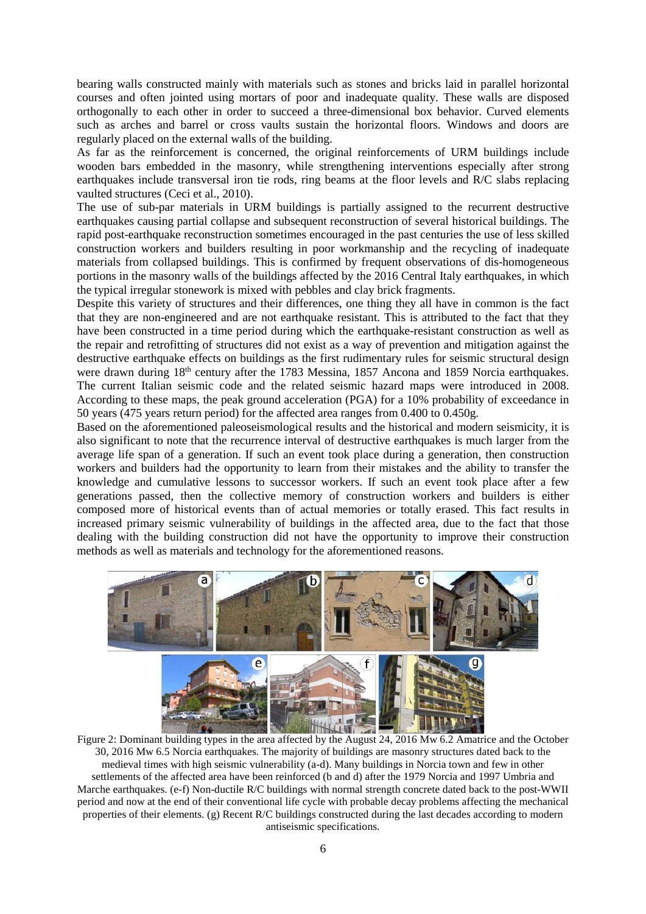bearing walls constructed mainly with materials such as stones and bricks laid in parallel horizontal courses and often jointed using mortars of poor and inadequate quality. These walls are disposed orthogonally to each other in order to succeed a three-dimensional box behavior. Curved elements such as arches and barrel or cross vaults sustain the horizontal floors. Windows and doors are regularly placed on the external walls of the building.

As far as the reinforcement is concerned, the original reinforcements of URM buildings include wooden bars embedded in the masonry, while strengthening interventions especially after strong earthquakes include transversal iron tie rods, ring beams at the floor levels and R/C slabs replacing vaulted structures (Ceci et al., 2010).

The use of sub-par materials in URM buildings is partially assigned to the recurrent destructive earthquakes causing partial collapse and subsequent reconstruction of several historical buildings. The rapid post-earthquake reconstruction sometimes encouraged in the past centuries the use of less skilled construction workers and builders resulting in poor workmanship and the recycling of inadequate materials from collapsed buildings. This is confirmed by frequent observations of dis-homogeneous portions in the masonry walls of the buildings affected by the 2016 Central Italy earthquakes, in which the typical irregular stonework is mixed with pebbles and clay brick fragments.

Despite this variety of structures and their differences, one thing they all have in common is the fact that they are non-engineered and are not earthquake resistant. This is attributed to the fact that they have been constructed in a time period during which the earthquake-resistant construction as well as the repair and retrofitting of structures did not exist as a way of prevention and mitigation against the destructive earthquake effects on buildings as the first rudimentary rules for seismic structural design were drawn during 18th century after the 1783 Messina, 1857 Ancona and 1859 Norcia earthquakes. The current Italian seismic code and the related seismic hazard maps were introduced in 2008. According to these maps, the peak ground acceleration (PGA) for a 10% probability of exceedance in 50 years (475 years return period) for the affected area ranges from 0.400 to 0.450g.

Based on the aforementioned paleoseismological results and the historical and modern seismicity, it is also significant to note that the recurrence interval of destructive earthquakes is much larger from the average life span of a generation. If such an event took place during a generation, then construction workers and builders had the opportunity to learn from their mistakes and the ability to transfer the knowledge and cumulative lessons to successor workers. If such an event took place after a few generations passed, then the collective memory of construction workers and builders is either composed more of historical events than of actual memories or totally erased. This fact results in increased primary seismic vulnerability of buildings in the affected area, due to the fact that those dealing with the building construction did not have the opportunity to improve their construction methods as well as materials and technology for the aforementioned reasons.

Figure 2: Dominant building types in the area affected by the August 24, 2016 Mw 6.2 Amatrice and the October 30, 2016 Mw 6.5 Norcia earthquakes. The majority of buildings are masonry structures dated back to the medieval times with high seismic vulnerability (a-d). Many buildings in Norcia town and few in other settlements of the affected area have been reinforced (b and d) after the 1979 Norcia and 1997 Umbria and Marche earthquakes. (e-f) Non-ductile R/C buildings with normal strength concrete dated back to the post-WWII period and now at the end of their conventional life cycle with probable decay problems affecting the mechanical properties of their elements. (g) Recent R/C buildings constructed during the last decades according to modern antiseismic specifications.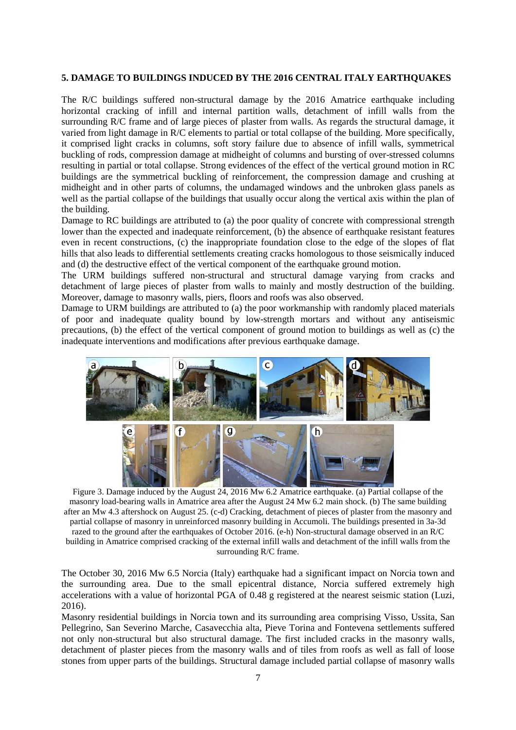## 5. DAMAGE TO BUILDINGS INDUCED BY THE 2016 CENTRAL ITALY EARTHQUAKES

The R/C buildings suffered non-structural damage by the 2016 Amatrice earthquake including horizontal cracking of infill and internal partition walls, detachment of infill walls from the surrounding R/C frame and of large pieces of plaster from walls. As regards the structural damage, it varied from light damage in R/C elements to partial or total collapse of the building. More specifically, it comprised light cracks in columns, soft story failure due to absence of infill walls, symmetrical buckling of rods, compression damage at midheight of columns and bursting of over-stressed columns resulting in partial or total collapse. Strong evidences of the effect of the vertical ground motion in RC buildings are the symmetrical buckling of reinforcement, the compression damage and crushing at midheight and in other parts of columns, the undamaged windows and the unbroken glass panels as well as the partial collapse of the buildings that usually occur along the vertical axis within the plan of the building.

Damage to RC buildings are attributed to (a) the poor quality of concrete with compressional strength lower than the expected and inadequate reinforcement, (b) the absence of earthquake resistant features even in recent constructions, (c) the inappropriate foundation close to the edge of the slopes of flat hills that also leads to differential settlements creating cracks homologous to those seismically induced and (d) the destructive effect of the vertical component of the earthquake ground motion.

The URM buildings suffered non-structural and structural damage varying from cracks and detachment of large pieces of plaster from walls to mainly and mostly destruction of the building. Moreover, damage to masonry walls, piers, floors and roofs was also observed.

Damage to URM buildings are attributed to (a) the poor workmanship with randomly placed materials of poor and inadequate quality bound by low-strength mortars and without any antiseismic precautions, (b) the effect of the vertical component of ground motion to buildings as well as (c) the inadequate interventions and modifications after previous earthquake damage.

Figure 3. Damage induced by the August 24, 2016 Mw 6.2 Amatrice earthquake. (a) Partial collapse of the masonry load-bearing walls in Amatrice area after the August 24 Mw 6.2 main shock. (b) The same building after an Mw 4.3 aftershock on August 25. (c-d) Cracking, detachment of pieces of plaster from the masonry and partial collapse of masonry in unreinforced masonry building in Accumoli. The buildings presented in 3a-3d razed to the ground after the earthquakes of October 2016. (e-h) Non-structural damage observed in an R/C building in Amatrice comprised cracking of the external infill walls and detachment of the infill walls from the surrounding R/C frame.

The October 30, 2016 Mw 6.5 Norcia (Italy) earthquake had a significant impact on Norcia town and the surrounding area. Due to the small epicentral distance, Norcia suffered extremely high accelerations with a value of horizontal PGA of 0.48 g registered at the nearest seismic station (Luzi, 2016).

Masonry residential buildings in Norcia town and its surrounding area comprising Visso, Ussita, San Pellegrino, San Severino Marche, Casavecchia alta, Pieve Torina and Fontevena settlements suffered not only non-structural but also structural damage. The first included cracks in the masonry walls, detachment of plaster pieces from the masonry walls and of tiles from roofs as well as fall of loose stones from upper parts of the buildings. Structural damage included partial collapse of masonry walls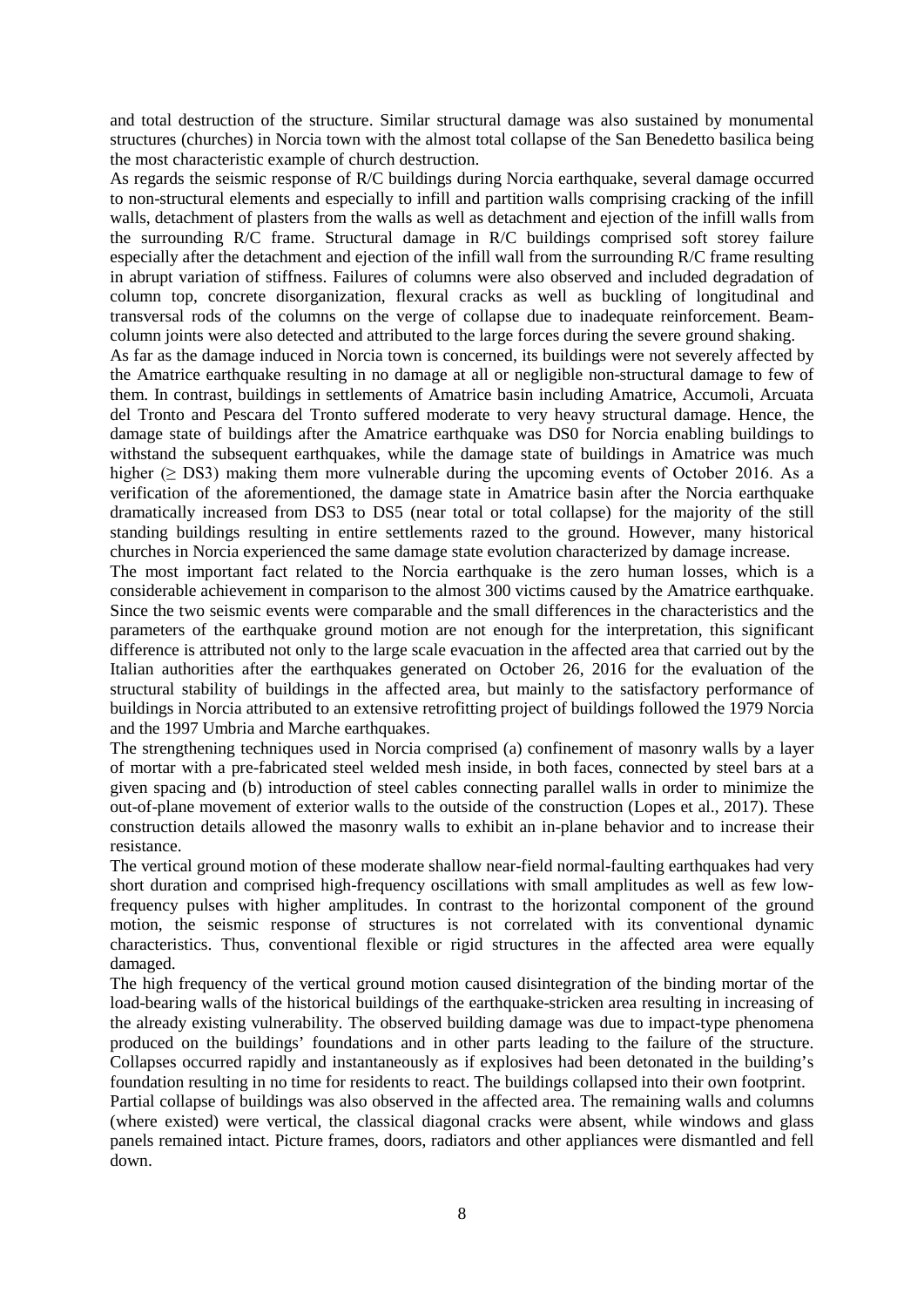and total destruction of the structure. Similar structural damage was also sustained by monumental structures (churches) in Norcia town with the almost total collapse of the San Benedetto basilica being the most characteristic example of church destruction.

As regards the seismic response of R/C buildings during Norcia earthquake, several damage occurred to non-structural elements and especially to infill and partition walls comprising cracking of the infill walls, detachment of plasters from the walls as well as detachment and ejection of the infill walls from the surrounding R/C frame. Structural damage in R/C buildings comprised soft storey failure especially after the detachment and ejection of the infill wall from the surrounding R/C frame resulting in abrupt variation of stiffness. Failures of columns were also observed and included degradation of column top, concrete disorganization, flexural cracks as well as buckling of longitudinal and transversal rods of the columns on the verge of collapse due to inadequate reinforcement. Beam-column joints were also detected and attributed to the large forces during the severe ground shaking.

As far as the damage induced in Norcia town is concerned, its buildings were not severely affected by the Amatrice earthquake resulting in no damage at all or negligible non-structural damage to few of them. In contrast, buildings in settlements of Amatrice basin including Amatrice, Accumoli, Arcuata del Tronto and Pescara del Tronto suffered moderate to very heavy structural damage. Hence, the damage state of buildings after the Amatrice earthquake was DS0 for Norcia enabling buildings to withstand the subsequent earthquakes, while the damage state of buildings in Amatrice was much higher ($\geq$ DS3) making them more vulnerable during the upcoming events of October 2016. As a verification of the aforementioned, the damage state in Amatrice basin after the Norcia earthquake dramatically increased from DS3 to DS5 (near total or total collapse) for the majority of the still standing buildings resulting in entire settlements razed to the ground. However, many historical churches in Norcia experienced the same damage state evolution characterized by damage increase.

The most important fact related to the Norcia earthquake is the zero human losses, which is a considerable achievement in comparison to the almost 300 victims caused by the Amatrice earthquake. Since the two seismic events were comparable and the small differences in the characteristics and the parameters of the earthquake ground motion are not enough for the interpretation, this significant difference is attributed not only to the large scale evacuation in the affected area that carried out by the Italian authorities after the earthquakes generated on October 26, 2016 for the evaluation of the structural stability of buildings in the affected area, but mainly to the satisfactory performance of buildings in Norcia attributed to an extensive retrofitting project of buildings followed the 1979 Norcia and the 1997 Umbria and Marche earthquakes.

The strengthening techniques used in Norcia comprised (a) confinement of masonry walls by a layer of mortar with a pre-fabricated steel welded mesh inside, in both faces, connected by steel bars at a given spacing and (b) introduction of steel cables connecting parallel walls in order to minimize the out-of-plane movement of exterior walls to the outside of the construction (Lopes et al., 2017). These construction details allowed the masonry walls to exhibit an in-plane behavior and to increase their resistance.

The vertical ground motion of these moderate shallow near-field normal-faulting earthquakes had very short duration and comprised high-frequency oscillations with small amplitudes as well as few low-frequency pulses with higher amplitudes. In contrast to the horizontal component of the ground motion, the seismic response of structures is not correlated with its conventional dynamic characteristics. Thus, conventional flexible or rigid structures in the affected area were equally damaged.

The high frequency of the vertical ground motion caused disintegration of the binding mortar of the load-bearing walls of the historical buildings of the earthquake-stricken area resulting in increasing of the already existing vulnerability. The observed building damage was due to impact-type phenomena produced on the buildings' foundations and in other parts leading to the failure of the structure. Collapses occurred rapidly and instantaneously as if explosives had been detonated in the building's foundation resulting in no time for residents to react. The buildings collapsed into their own footprint.

Partial collapse of buildings was also observed in the affected area. The remaining walls and columns (where existed) were vertical, the classical diagonal cracks were absent, while windows and glass panels remained intact. Picture frames, doors, radiators and other appliances were dismantled and fell down.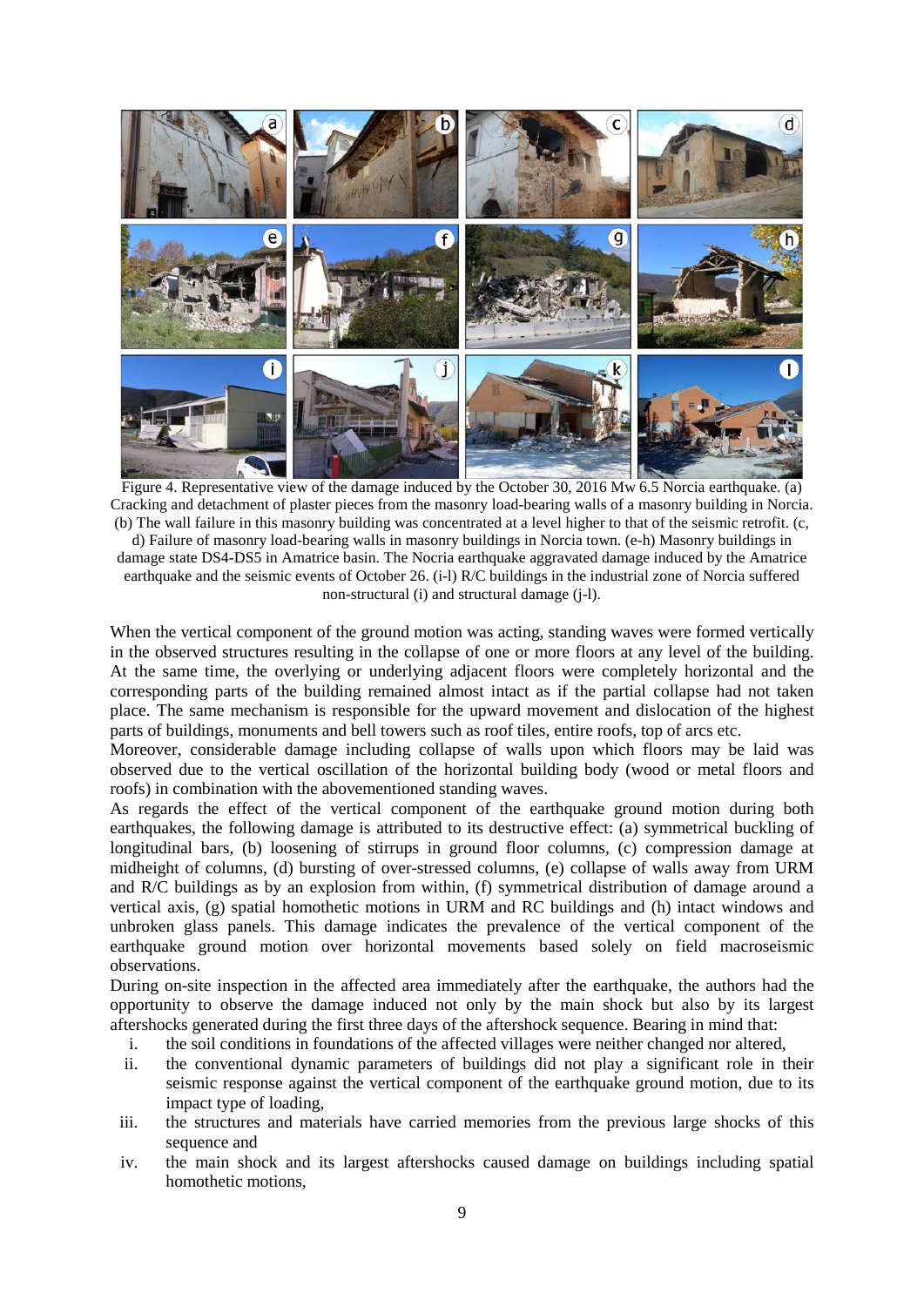Figure 4. Representative view of the damage induced by the October 30, 2016 Mw 6.5 Norcia earthquake. (a) Cracking and detachment of plaster pieces from the masonry load-bearing walls of a masonry building in Norcia. (b) The wall failure in this masonry building was concentrated at a level higher to that of the seismic retrofit. (c, d) Failure of masonry load-bearing walls in masonry buildings in Norcia town. (e-h) Masonry buildings in damage state DS4-DS5 in Amatrice basin. The Nocria earthquake aggravated damage induced by the Amatrice earthquake and the seismic events of October 26. (i-l) R/C buildings in the industrial zone of Norcia suffered non-structural (i) and structural damage (j-l).

When the vertical component of the ground motion was acting, standing waves were formed vertically in the observed structures resulting in the collapse of one or more floors at any level of the building. At the same time, the overlying or underlying adjacent floors were completely horizontal and the corresponding parts of the building remained almost intact as if the partial collapse had not taken place. The same mechanism is responsible for the upward movement and dislocation of the highest parts of buildings, monuments and bell towers such as roof tiles, entire roofs, top of arcs etc.

Moreover, considerable damage including collapse of walls upon which floors may be laid was observed due to the vertical oscillation of the horizontal building body (wood or metal floors and roofs) in combination with the abovementioned standing waves.

As regards the effect of the vertical component of the earthquake ground motion during both earthquakes, the following damage is attributed to its destructive effect: (a) symmetrical buckling of longitudinal bars, (b) loosening of stirrups in ground floor columns, (c) compression damage at midheight of columns, (d) bursting of over-stressed columns, (e) collapse of walls away from URM and R/C buildings as by an explosion from within, (f) symmetrical distribution of damage around a vertical axis, (g) spatial homothetic motions in URM and RC buildings and (h) intact windows and unbroken glass panels. This damage indicates the prevalence of the vertical component of the earthquake ground motion over horizontal movements based solely on field macroseismic observations.

During on-site inspection in the affected area immediately after the earthquake, the authors had the opportunity to observe the damage induced not only by the main shock but also by its largest aftershocks generated during the first three days of the aftershock sequence. Bearing in mind that:

i. the soil conditions in foundations of the affected villages were neither changed nor altered,
ii. the conventional dynamic parameters of buildings did not play a significant role in their seismic response against the vertical component of the earthquake ground motion, due to its impact type of loading,
iii. the structures and materials have carried memories from the previous large shocks of this sequence and
iv. the main shock and its largest aftershocks caused damage on buildings including spatial homothetic motions,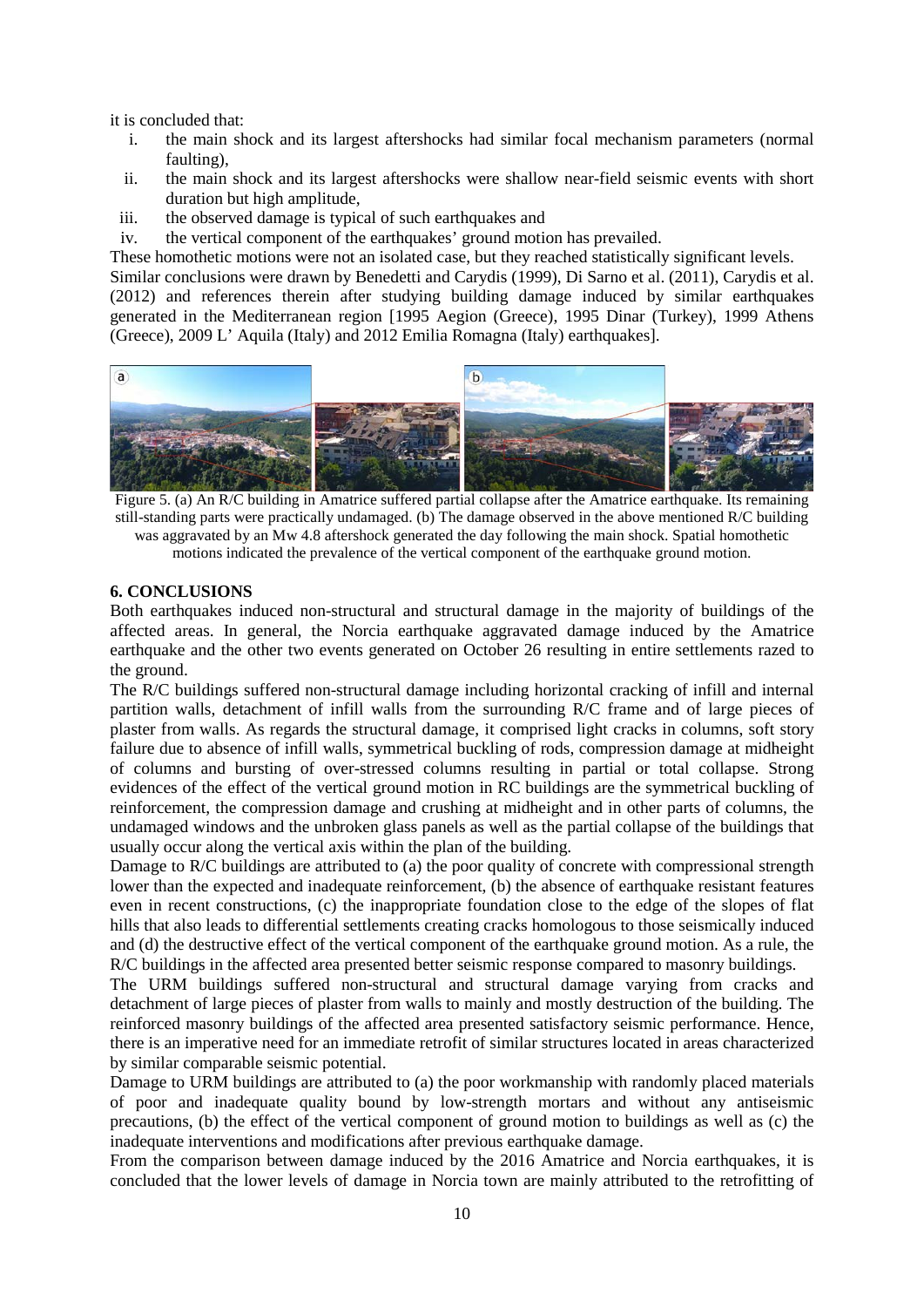it is concluded that:

i. the main shock and its largest aftershocks had similar focal mechanism parameters (normal faulting),
ii. the main shock and its largest aftershocks were shallow near-field seismic events with short duration but high amplitude,
iii. the observed damage is typical of such earthquakes and
iv. the vertical component of the earthquakes' ground motion has prevailed.

These homothetic motions were not an isolated case, but they reached statistically significant levels. Similar conclusions were drawn by Benedetti and Carydis (1999), Di Sarno et al. (2011), Carydis et al. (2012) and references therein after studying building damage induced by similar earthquakes generated in the Mediterranean region [1995 Aegion (Greece), 1995 Dinar (Turkey), 1999 Athens (Greece), 2009 L' Aquila (Italy) and 2012 Emilia Romagna (Italy) earthquakes].

Figure 5. (a) An R/C building in Amatrice suffered partial collapse after the Amatrice earthquake. Its remaining still-standing parts were practically undamaged. (b) The damage observed in the above mentioned R/C building was aggravated by an Mw 4.8 aftershock generated the day following the main shock. Spatial homothetic motions indicated the prevalence of the vertical component of the earthquake ground motion.

## 6. CONCLUSIONS

Both earthquakes induced non-structural and structural damage in the majority of buildings of the affected areas. In general, the Norcia earthquake aggravated damage induced by the Amatrice earthquake and the other two events generated on October 26 resulting in entire settlements razed to the ground.

The R/C buildings suffered non-structural damage including horizontal cracking of infill and internal partition walls, detachment of infill walls from the surrounding R/C frame and of large pieces of plaster from walls. As regards the structural damage, it comprised light cracks in columns, soft story failure due to absence of infill walls, symmetrical buckling of rods, compression damage at midheight of columns and bursting of over-stressed columns resulting in partial or total collapse. Strong evidences of the effect of the vertical ground motion in RC buildings are the symmetrical buckling of reinforcement, the compression damage and crushing at midheight and in other parts of columns, the undamaged windows and the unbroken glass panels as well as the partial collapse of the buildings that usually occur along the vertical axis within the plan of the building.

Damage to R/C buildings are attributed to (a) the poor quality of concrete with compressional strength lower than the expected and inadequate reinforcement, (b) the absence of earthquake resistant features even in recent constructions, (c) the inappropriate foundation close to the edge of the slopes of flat hills that also leads to differential settlements creating cracks homologous to those seismically induced and (d) the destructive effect of the vertical component of the earthquake ground motion. As a rule, the R/C buildings in the affected area presented better seismic response compared to masonry buildings.

The URM buildings suffered non-structural and structural damage varying from cracks and detachment of large pieces of plaster from walls to mainly and mostly destruction of the building. The reinforced masonry buildings of the affected area presented satisfactory seismic performance. Hence, there is an imperative need for an immediate retrofit of similar structures located in areas characterized by similar comparable seismic potential.

Damage to URM buildings are attributed to (a) the poor workmanship with randomly placed materials of poor and inadequate quality bound by low-strength mortars and without any antiseismic precautions, (b) the effect of the vertical component of ground motion to buildings as well as (c) the inadequate interventions and modifications after previous earthquake damage.

From the comparison between damage induced by the 2016 Amatrice and Norcia earthquakes, it is concluded that the lower levels of damage in Norcia town are mainly attributed to the retrofitting of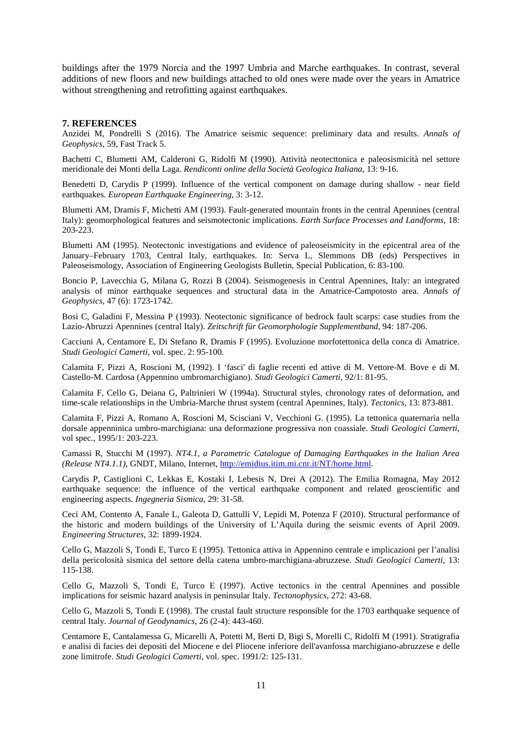buildings after the 1979 Norcia and the 1997 Umbria and Marche earthquakes. In contrast, several additions of new floors and new buildings attached to old ones were made over the years in Amatrice without strengthening and retrofitting against earthquakes.

## 7. REFERENCES

Anzidei M, Pondrelli S (2016). The Amatrice seismic sequence: preliminary data and results. *Annals of Geophysics*, 59, Fast Track 5.

Bachetti C, Blumetti AM, Calderoni G, Ridolfi M (1990). Attività neotecttonica e paleosismicità nel settore meridionale dei Monti della Laga. *Rendiconti online della Società Geologica Italiana*, 13: 9-16.

Benedetti D, Carydis P (1999). Influence of the vertical component on damage during shallow - near field earthquakes. *European Earthquake Engineering*, 3: 3-12.

Blumetti AM, Dramis F, Michetti AM (1993). Fault-generated mountain fronts in the central Apennines (central Italy): geomorphological features and seismotectonic implications. *Earth Surface Processes and Landforms*, 18: 203-223.

Blumetti AM (1995). Neotectonic investigations and evidence of paleoseismicity in the epicentral area of the January–February 1703, Central Italy, earthquakes. In: Serva L, Slemmons DB (eds) Perspectives in Paleoseismology, Association of Engineering Geologists Bulletin, Special Publication, 6: 83-100.

Boncio P, Lavecchia G, Milana G, Rozzi B (2004). Seismogenesis in Central Apennines, Italy: an integrated analysis of minor earthquake sequences and structural data in the Amatrice-Campotosto area. *Annals of Geophysics*, 47 (6): 1723-1742.

Bosi C, Galadini F, Messina P (1993). Neotectonic significance of bedrock fault scarps: case studies from the Lazio-Abruzzi Apennines (central Italy). *Zeitschrift für Geomorphologie Supplementband*, 94: 187-206.

Cacciuni A, Centamore E, Di Stefano R, Dramis F (1995). Evoluzione morfotettonica della conca di Amatrice. *Studi Geologici Camerti*, vol. spec. 2: 95-100.

Calamita F, Pizzi A, Roscioni M, (1992). I 'fasci' di faglie recenti ed attive di M. Vettore-M. Bove e di M. Castello-M. Cardosa (Appennino umbromarchigiano). *Studi Geologici Camerti*, 92/1: 81-95.

Calamita F, Cello G, Deiana G, Paltrinieri W (1994a). Structural styles, chronology rates of deformation, and time-scale relationships in the Umbria-Marche thrust system (central Apennines, Italy). *Tectonics*, 13: 873-881.

Calamita F, Pizzi A, Romano A, Roscioni M, Scisciani V, Vecchioni G. (1995). La tettonica quaternaria nella dorsale appenninica umbro-marchigiana: una deformazione progressiva non coassiale. *Studi Geologici Camerti*, vol spec., 1995/1: 203-223.

Camassi R, Stucchi M (1997). *NT4.1, a Parametric Catalogue of Damaging Earthquakes in the Italian Area (Release NT4.1.1)*, GNDT, Milano, Internet, http://emidius.itim.mi.cnr.it/NT/home.html.

Carydis P, Castiglioni C, Lekkas E, Kostaki I, Lebesis N, Drei A (2012). The Emilia Romagna, May 2012 earthquake sequence: the influence of the vertical earthquake component and related geoscientific and engineering aspects. *Ingegneria Sismica*, 29: 31-58.

Ceci AM, Contento A, Fanale L, Galeota D, Gattulli V, Lepidi M, Potenza F (2010). Structural performance of the historic and modern buildings of the University of L'Aquila during the seismic events of April 2009. *Engineering Structures*, 32: 1899-1924.

Cello G, Mazzoli S, Tondi E, Turco E (1995). Tettonica attiva in Appennino centrale e implicazioni per l'analisi della pericolosità sismica del settore della catena umbro-marchigiana-abruzzese. *Studi Geologici Camerti*, 13: 115-138.

Cello G, Mazzoli S, Tondi E, Turco E (1997). Active tectonics in the central Apennines and possible implications for seismic hazard analysis in peninsular Italy. *Tectonophysics*, 272: 43-68.

Cello G, Mazzoli S, Tondi E (1998). The crustal fault structure responsible for the 1703 earthquake sequence of central Italy. *Journal of Geodynamics*, 26 (2-4): 443-460.

Centamore E, Cantalamessa G, Micarelli A, Potetti M, Berti D, Bigi S, Morelli C, Ridolfi M (1991). Stratigrafia e analisi di facies dei depositi del Miocene e del Pliocene inferiore dell'avanfossa marchigiano-abruzzese e delle zone limitrofe. *Studi Geologici Camerti*, vol. spec. 1991/2: 125-131.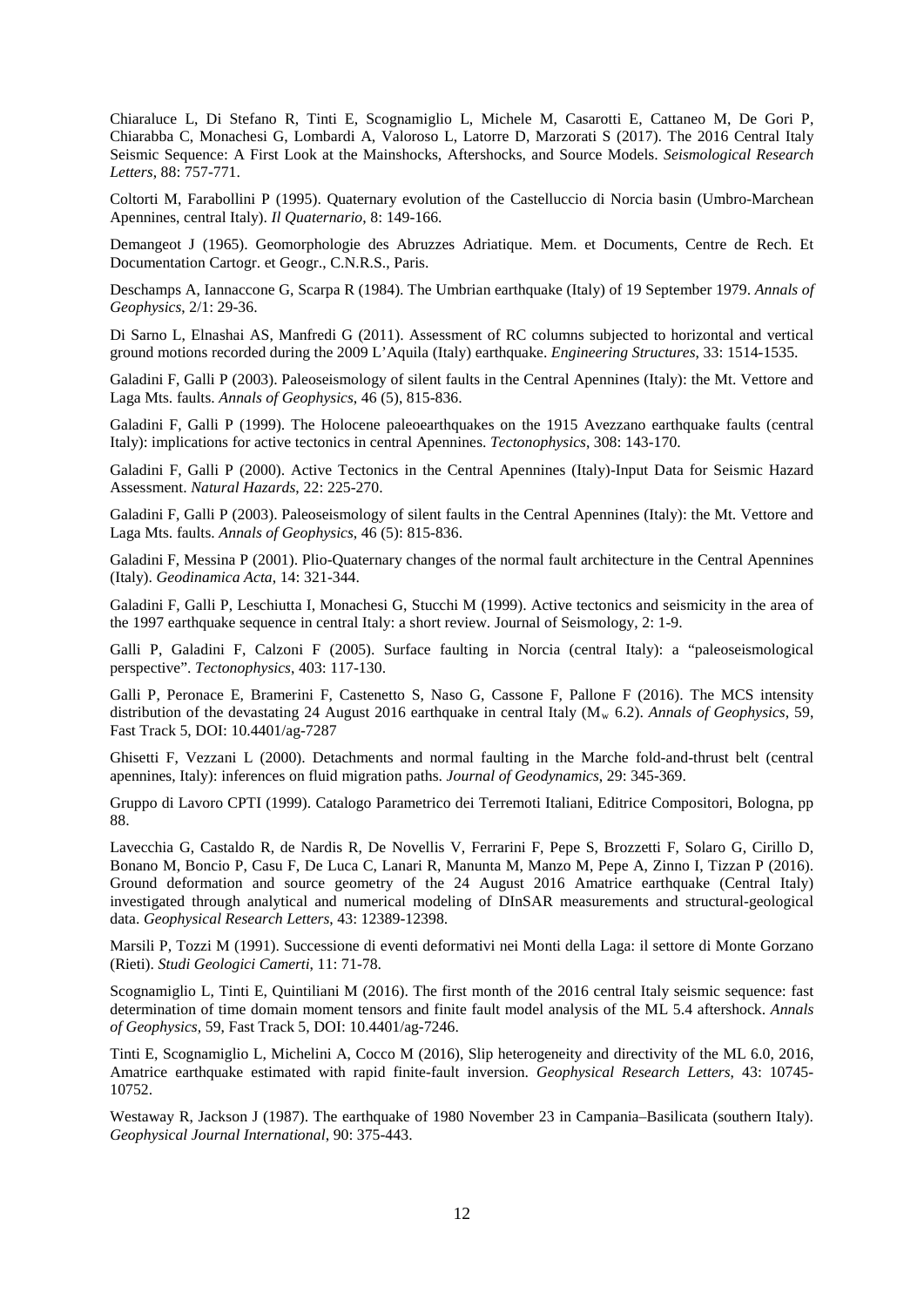Chiaraluce L, Di Stefano R, Tinti E, Scognamiglio L, Michele M, Casarotti E, Cattaneo M, De Gori P, Chiarabba C, Monachesi G, Lombardi A, Valoroso L, Latorre D, Marzorati S (2017). The 2016 Central Italy Seismic Sequence: A First Look at the Mainshocks, Aftershocks, and Source Models. *Seismological Research Letters*, 88: 757-771.

Coltorti M, Farabollini P (1995). Quaternary evolution of the Castelluccio di Norcia basin (Umbro-Marchean Apennines, central Italy). *Il Quaternario*, 8: 149-166.

Demangeot J (1965). Geomorphologie des Abruzzes Adriatique. Mem. et Documents, Centre de Rech. Et Documentation Cartogr. et Geogr., C.N.R.S., Paris.

Deschamps A, Iannaccone G, Scarpa R (1984). The Umbrian earthquake (Italy) of 19 September 1979. *Annals of Geophysics*, 2/1: 29-36.

Di Sarno L, Elnashai AS, Manfredi G (2011). Assessment of RC columns subjected to horizontal and vertical ground motions recorded during the 2009 L'Aquila (Italy) earthquake. *Engineering Structures*, 33: 1514-1535.

Galadini F, Galli P (2003). Paleoseismology of silent faults in the Central Apennines (Italy): the Mt. Vettore and Laga Mts. faults. *Annals of Geophysics*, 46 (5), 815-836.

Galadini F, Galli P (1999). The Holocene paleoearthquakes on the 1915 Avezzano earthquake faults (central Italy): implications for active tectonics in central Apennines. *Tectonophysics*, 308: 143-170.

Galadini F, Galli P (2000). Active Tectonics in the Central Apennines (Italy)-Input Data for Seismic Hazard Assessment. *Natural Hazards*, 22: 225-270.

Galadini F, Galli P (2003). Paleoseismology of silent faults in the Central Apennines (Italy): the Mt. Vettore and Laga Mts. faults. *Annals of Geophysics*, 46 (5): 815-836.

Galadini F, Messina P (2001). Plio-Quaternary changes of the normal fault architecture in the Central Apennines (Italy). *Geodinamica Acta*, 14: 321-344.

Galadini F, Galli P, Leschiutta I, Monachesi G, Stucchi M (1999). Active tectonics and seismicity in the area of the 1997 earthquake sequence in central Italy: a short review. Journal of Seismology, 2: 1-9.

Galli P, Galadini F, Calzoni F (2005). Surface faulting in Norcia (central Italy): a "paleoseismological perspective". *Tectonophysics*, 403: 117-130.

Galli P, Peronace E, Bramerini F, Castenetto S, Naso G, Cassone F, Pallone F (2016). The MCS intensity distribution of the devastating 24 August 2016 earthquake in central Italy ($M_w$ 6.2). *Annals of Geophysics*, 59, Fast Track 5, DOI: 10.4401/ag-7287

Ghisetti F, Vezzani L (2000). Detachments and normal faulting in the Marche fold-and-thrust belt (central apennines, Italy): inferences on fluid migration paths. *Journal of Geodynamics*, 29: 345-369.

Gruppo di Lavoro CPTI (1999). Catalogo Parametrico dei Terremoti Italiani, Editrice Compositori, Bologna, pp 88.

Lavecchia G, Castaldo R, de Nardis R, De Novellis V, Ferrarini F, Pepe S, Brozzetti F, Solaro G, Cirillo D, Bonano M, Boncio P, Casu F, De Luca C, Lanari R, Manunta M, Manzo M, Pepe A, Zinno I, Tizzan P (2016). Ground deformation and source geometry of the 24 August 2016 Amatrice earthquake (Central Italy) investigated through analytical and numerical modeling of DInSAR measurements and structural-geological data. *Geophysical Research Letters*, 43: 12389-12398.

Marsili P, Tozzi M (1991). Successione di eventi deformativi nei Monti della Laga: il settore di Monte Gorzano (Rieti). *Studi Geologici Camerti*, 11: 71-78.

Scognamiglio L, Tinti E, Quintiliani M (2016). The first month of the 2016 central Italy seismic sequence: fast determination of time domain moment tensors and finite fault model analysis of the ML 5.4 aftershock. *Annals of Geophysics*, 59, Fast Track 5, DOI: 10.4401/ag-7246.

Tinti E, Scognamiglio L, Michelini A, Cocco M (2016), Slip heterogeneity and directivity of the ML 6.0, 2016, Amatrice earthquake estimated with rapid finite-fault inversion. *Geophysical Research Letters*, 43: 10745-10752.

Westaway R, Jackson J (1987). The earthquake of 1980 November 23 in Campania–Basilicata (southern Italy). *Geophysical Journal International*, 90: 375-443.